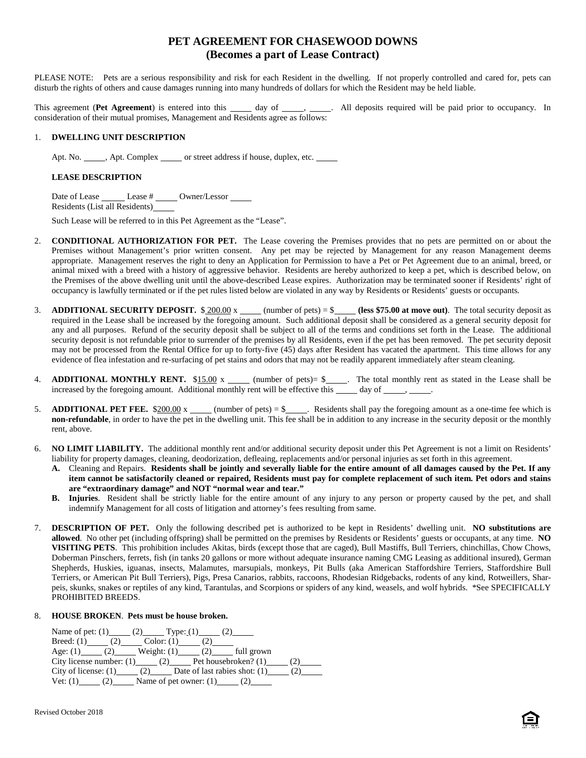# PET AGREEMENT FOR CHASEWOOD DOWNS
## (Becomes a part of Lease Contract)

PLEASE NOTE: Pets are a serious responsibility and risk for each Resident in the dwelling. If not properly controlled and cared for, pets can disturb the rights of others and cause damages running into many hundreds of dollars for which the Resident may be held liable.

This agreement (**Pet Agreement**) is entered into this _____ day of _____, _____. All deposits required will be paid prior to occupancy. In consideration of their mutual promises, Management and Residents agree as follows:

1. **DWELLING UNIT DESCRIPTION**

   Apt. No. _____, Apt. Complex _____ or street address if house, duplex, etc. _____

   **LEASE DESCRIPTION**

   Date of Lease _____ Lease # _____ Owner/Lessor _____
   Residents (List all Residents) _____

   Such Lease will be referred to in this Pet Agreement as the "Lease".

2. **CONDITIONAL AUTHORIZATION FOR PET.** The Lease covering the Premises provides that no pets are permitted on or about the Premises without Management's prior written consent. Any pet may be rejected by Management for any reason Management deems appropriate. Management reserves the right to deny an Application for Permission to have a Pet or Pet Agreement due to an animal, breed, or animal mixed with a breed with a history of aggressive behavior. Residents are hereby authorized to keep a pet, which is described below, on the Premises of the above dwelling unit until the above-described Lease expires. Authorization may be terminated sooner if Residents' right of occupancy is lawfully terminated or if the pet rules listed below are violated in any way by Residents or Residents' guests or occupants.

3. **ADDITIONAL SECURITY DEPOSIT.** $ 200.00 x _____ (number of pets) = $_____ **(less $75.00 at move out)**. The total security deposit as required in the Lease shall be increased by the foregoing amount. Such additional deposit shall be considered as a general security deposit for any and all purposes. Refund of the security deposit shall be subject to all of the terms and conditions set forth in the Lease. The additional security deposit is not refundable prior to surrender of the premises by all Residents, even if the pet has been removed. The pet security deposit may not be processed from the Rental Office for up to forty-five (45) days after Resident has vacated the apartment. This time allows for any evidence of flea infestation and re-surfacing of pet stains and odors that may not be readily apparent immediately after steam cleaning.

4. **ADDITIONAL MONTHLY RENT.** $15.00 x _____ (number of pets)= $_____. The total monthly rent as stated in the Lease shall be increased by the foregoing amount. Additional monthly rent will be effective this _____ day of _____, _____.

5. **ADDITIONAL PET FEE.** $200.00 x _____ (number of pets) = $_____. Residents shall pay the foregoing amount as a one-time fee which is **non-refundable**, in order to have the pet in the dwelling unit. This fee shall be in addition to any increase in the security deposit or the monthly rent, above.

6. **NO LIMIT LIABILITY.** The additional monthly rent and/or additional security deposit under this Pet Agreement is not a limit on Residents' liability for property damages, cleaning, deodorization, defleaing, replacements and/or personal injuries as set forth in this agreement.
   - **A.** Cleaning and Repairs. **Residents shall be jointly and severally liable for the entire amount of all damages caused by the Pet. If any item cannot be satisfactorily cleaned or repaired, Residents must pay for complete replacement of such item. Pet odors and stains are "extraordinary damage" and NOT "normal wear and tear."**
   - **B. Injuries**. Resident shall be strictly liable for the entire amount of any injury to any person or property caused by the pet, and shall indemnify Management for all costs of litigation and attorney's fees resulting from same.

7. **DESCRIPTION OF PET.** Only the following described pet is authorized to be kept in Residents' dwelling unit. **NO substitutions are allowed**. No other pet (including offspring) shall be permitted on the premises by Residents or Residents' guests or occupants, at any time. **NO VISITING PETS**. This prohibition includes Akitas, birds (except those that are caged), Bull Mastiffs, Bull Terriers, chinchillas, Chow Chows, Doberman Pinschers, ferrets, fish (in tanks 20 gallons or more without adequate insurance naming CMG Leasing as additional insured), German Shepherds, Huskies, iguanas, insects, Malamutes, marsupials, monkeys, Pit Bulls (aka American Staffordshire Terriers, Staffordshire Bull Terriers, or American Pit Bull Terriers), Pigs, Presa Canarios, rabbits, raccoons, Rhodesian Ridgebacks, rodents of any kind, Rotweillers, Shar-peis, skunks, snakes or reptiles of any kind, Tarantulas, and Scorpions or spiders of any kind, weasels, and wolf hybrids. *See SPECIFICALLY PROHIBITED BREEDS.

8. **HOUSE BROKEN**. **Pets must be house broken.**

   Name of pet: (1)_____ (2)_____ Type: (1)_____ (2)_____
   Breed: (1)_____ (2)_____ Color: (1)_____ (2)_____
   Age: (1)_____ (2)_____ Weight: (1)_____ (2)_____ full grown
   City license number: (1)_____ (2)_____ Pet housebroken? (1)_____ (2)_____
   City of license: (1)_____ (2)_____ Date of last rabies shot: (1)_____ (2)_____
   Vet: (1)_____ (2)_____ Name of pet owner: (1)_____ (2)_____

Revised October 2018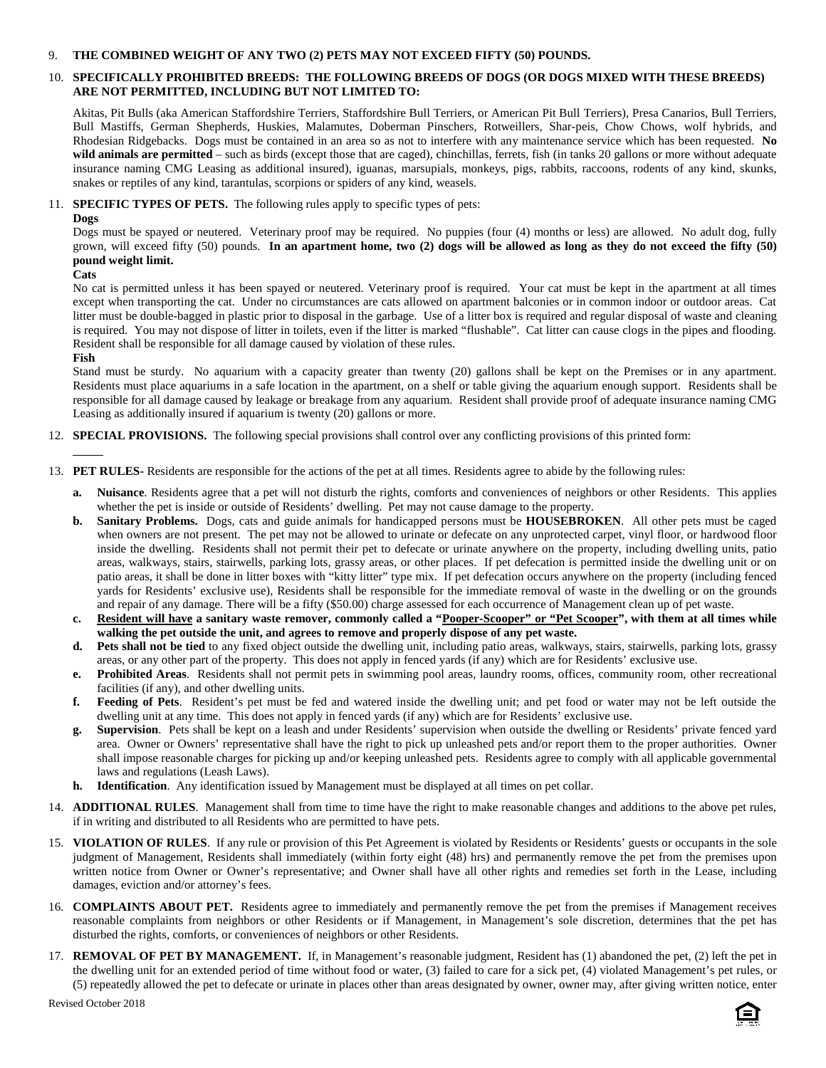9. **THE COMBINED WEIGHT OF ANY TWO (2) PETS MAY NOT EXCEED FIFTY (50) POUNDS.**

10. **SPECIFICALLY PROHIBITED BREEDS: THE FOLLOWING BREEDS OF DOGS (OR DOGS MIXED WITH THESE BREEDS) ARE NOT PERMITTED, INCLUDING BUT NOT LIMITED TO:**

    Akitas, Pit Bulls (aka American Staffordshire Terriers, Staffordshire Bull Terriers, or American Pit Bull Terriers), Presa Canarios, Bull Terriers, Bull Mastiffs, German Shepherds, Huskies, Malamutes, Doberman Pinschers, Rotweillers, Shar-peis, Chow Chows, wolf hybrids, and Rhodesian Ridgebacks. Dogs must be contained in an area so as not to interfere with any maintenance service which has been requested. **No wild animals are permitted** – such as birds (except those that are caged), chinchillas, ferrets, fish (in tanks 20 gallons or more without adequate insurance naming CMG Leasing as additional insured), iguanas, marsupials, monkeys, pigs, rabbits, raccoons, rodents of any kind, skunks, snakes or reptiles of any kind, tarantulas, scorpions or spiders of any kind, weasels.

11. **SPECIFIC TYPES OF PETS.** The following rules apply to specific types of pets:

    **Dogs**

    Dogs must be spayed or neutered. Veterinary proof may be required. No puppies (four (4) months or less) are allowed. No adult dog, fully grown, will exceed fifty (50) pounds. **In an apartment home, two (2) dogs will be allowed as long as they do not exceed the fifty (50) pound weight limit.**

    **Cats**

    No cat is permitted unless it has been spayed or neutered. Veterinary proof is required. Your cat must be kept in the apartment at all times except when transporting the cat. Under no circumstances are cats allowed on apartment balconies or in common indoor or outdoor areas. Cat litter must be double-bagged in plastic prior to disposal in the garbage. Use of a litter box is required and regular disposal of waste and cleaning is required. You may not dispose of litter in toilets, even if the litter is marked "flushable". Cat litter can cause clogs in the pipes and flooding. Resident shall be responsible for all damage caused by violation of these rules.

    **Fish**

    Stand must be sturdy. No aquarium with a capacity greater than twenty (20) gallons shall be kept on the Premises or in any apartment. Residents must place aquariums in a safe location in the apartment, on a shelf or table giving the aquarium enough support. Residents shall be responsible for all damage caused by leakage or breakage from any aquarium. Resident shall provide proof of adequate insurance naming CMG Leasing as additionally insured if aquarium is twenty (20) gallons or more.

12. **SPECIAL PROVISIONS.** The following special provisions shall control over any conflicting provisions of this printed form:

    _____

13. **PET RULES-** Residents are responsible for the actions of the pet at all times. Residents agree to abide by the following rules:

    **a. Nuisance**. Residents agree that a pet will not disturb the rights, comforts and conveniences of neighbors or other Residents. This applies whether the pet is inside or outside of Residents' dwelling. Pet may not cause damage to the property.

    **b. Sanitary Problems.** Dogs, cats and guide animals for handicapped persons must be **HOUSEBROKEN**. All other pets must be caged when owners are not present. The pet may not be allowed to urinate or defecate on any unprotected carpet, vinyl floor, or hardwood floor inside the dwelling. Residents shall not permit their pet to defecate or urinate anywhere on the property, including dwelling units, patio areas, walkways, stairs, stairwells, parking lots, grassy areas, or other places. If pet defecation is permitted inside the dwelling unit or on patio areas, it shall be done in litter boxes with "kitty litter" type mix. If pet defecation occurs anywhere on the property (including fenced yards for Residents' exclusive use), Residents shall be responsible for the immediate removal of waste in the dwelling or on the grounds and repair of any damage. There will be a fifty ($50.00) charge assessed for each occurrence of Management clean up of pet waste.

    **c. <u>Resident will have</u> a sanitary waste remover, commonly called a "<u>Pooper-Scooper</u>" or "<u>Pet Scooper</u>", with them at all times while walking the pet outside the unit, and agrees to remove and properly dispose of any pet waste.**

    **d. Pets shall not be tied** to any fixed object outside the dwelling unit, including patio areas, walkways, stairs, stairwells, parking lots, grassy areas, or any other part of the property. This does not apply in fenced yards (if any) which are for Residents' exclusive use.

    **e. Prohibited Areas**. Residents shall not permit pets in swimming pool areas, laundry rooms, offices, community room, other recreational facilities (if any), and other dwelling units.

    **f. Feeding of Pets**. Resident's pet must be fed and watered inside the dwelling unit; and pet food or water may not be left outside the dwelling unit at any time. This does not apply in fenced yards (if any) which are for Residents' exclusive use.

    **g. Supervision**. Pets shall be kept on a leash and under Residents' supervision when outside the dwelling or Residents' private fenced yard area. Owner or Owners' representative shall have the right to pick up unleashed pets and/or report them to the proper authorities. Owner shall impose reasonable charges for picking up and/or keeping unleashed pets. Residents agree to comply with all applicable governmental laws and regulations (Leash Laws).

    **h. Identification**. Any identification issued by Management must be displayed at all times on pet collar.

14. **ADDITIONAL RULES**. Management shall from time to time have the right to make reasonable changes and additions to the above pet rules, if in writing and distributed to all Residents who are permitted to have pets.

15. **VIOLATION OF RULES**. If any rule or provision of this Pet Agreement is violated by Residents or Residents' guests or occupants in the sole judgment of Management, Residents shall immediately (within forty eight (48) hrs) and permanently remove the pet from the premises upon written notice from Owner or Owner's representative; and Owner shall have all other rights and remedies set forth in the Lease, including damages, eviction and/or attorney's fees.

16. **COMPLAINTS ABOUT PET.** Residents agree to immediately and permanently remove the pet from the premises if Management receives reasonable complaints from neighbors or other Residents or if Management, in Management's sole discretion, determines that the pet has disturbed the rights, comforts, or conveniences of neighbors or other Residents.

17. **REMOVAL OF PET BY MANAGEMENT.** If, in Management's reasonable judgment, Resident has (1) abandoned the pet, (2) left the pet in the dwelling unit for an extended period of time without food or water, (3) failed to care for a sick pet, (4) violated Management's pet rules, or (5) repeatedly allowed the pet to defecate or urinate in places other than areas designated by owner, owner may, after giving written notice, enter

Revised October 2018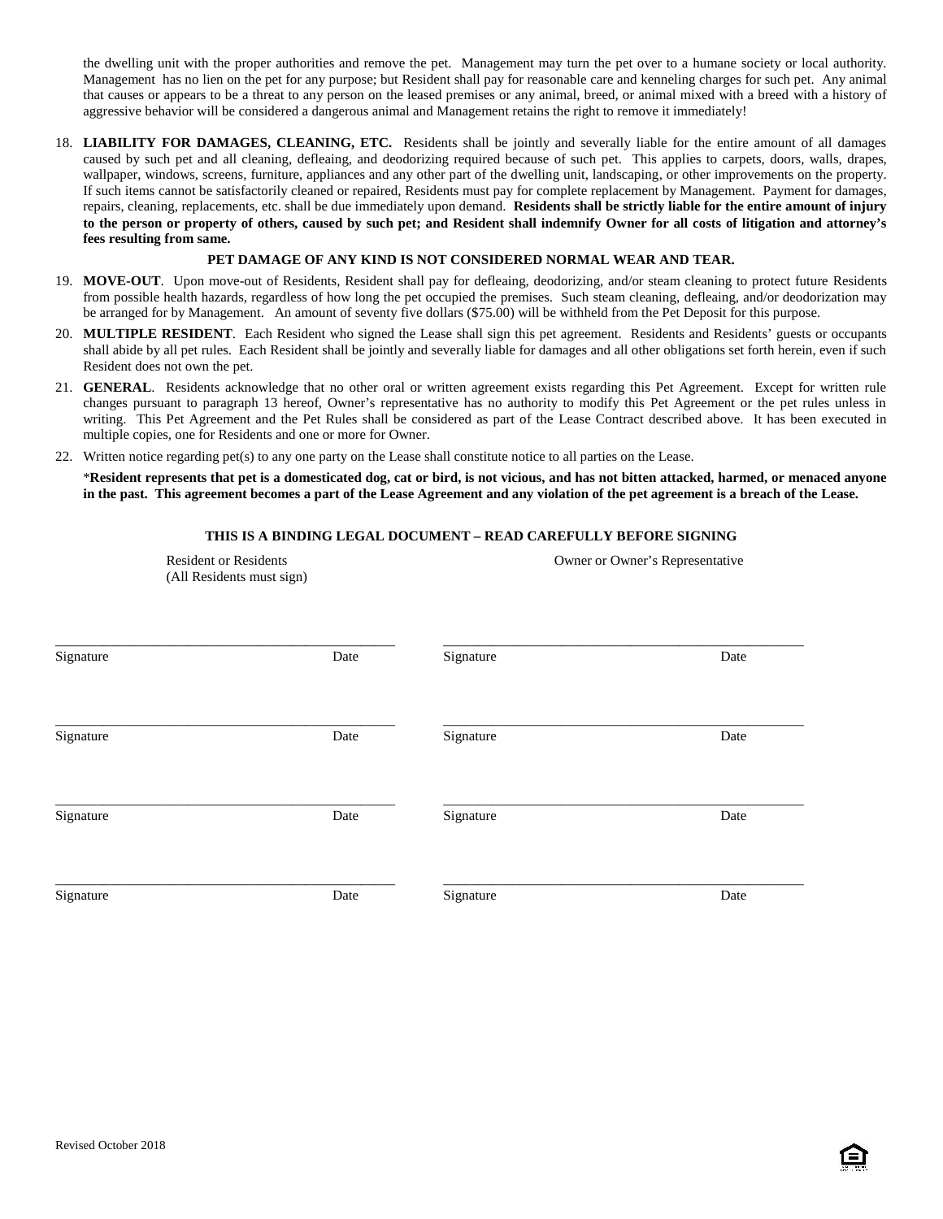the dwelling unit with the proper authorities and remove the pet. Management may turn the pet over to a humane society or local authority. Management has no lien on the pet for any purpose; but Resident shall pay for reasonable care and kenneling charges for such pet. Any animal that causes or appears to be a threat to any person on the leased premises or any animal, breed, or animal mixed with a breed with a history of aggressive behavior will be considered a dangerous animal and Management retains the right to remove it immediately!

18. **LIABILITY FOR DAMAGES, CLEANING, ETC.** Residents shall be jointly and severally liable for the entire amount of all damages caused by such pet and all cleaning, defleaing, and deodorizing required because of such pet. This applies to carpets, doors, walls, drapes, wallpaper, windows, screens, furniture, appliances and any other part of the dwelling unit, landscaping, or other improvements on the property. If such items cannot be satisfactorily cleaned or repaired, Residents must pay for complete replacement by Management. Payment for damages, repairs, cleaning, replacements, etc. shall be due immediately upon demand. **Residents shall be strictly liable for the entire amount of injury to the person or property of others, caused by such pet; and Resident shall indemnify Owner for all costs of litigation and attorney's fees resulting from same.**

**PET DAMAGE OF ANY KIND IS NOT CONSIDERED NORMAL WEAR AND TEAR.**

19. **MOVE-OUT**. Upon move-out of Residents, Resident shall pay for defleaing, deodorizing, and/or steam cleaning to protect future Residents from possible health hazards, regardless of how long the pet occupied the premises. Such steam cleaning, defleaing, and/or deodorization may be arranged for by Management. An amount of seventy five dollars ($75.00) will be withheld from the Pet Deposit for this purpose.
20. **MULTIPLE RESIDENT**. Each Resident who signed the Lease shall sign this pet agreement. Residents and Residents' guests or occupants shall abide by all pet rules. Each Resident shall be jointly and severally liable for damages and all other obligations set forth herein, even if such Resident does not own the pet.
21. **GENERAL**. Residents acknowledge that no other oral or written agreement exists regarding this Pet Agreement. Except for written rule changes pursuant to paragraph 13 hereof, Owner's representative has no authority to modify this Pet Agreement or the pet rules unless in writing. This Pet Agreement and the Pet Rules shall be considered as part of the Lease Contract described above. It has been executed in multiple copies, one for Residents and one or more for Owner.
22. Written notice regarding pet(s) to any one party on the Lease shall constitute notice to all parties on the Lease.

*__Resident represents that pet is a domesticated dog, cat or bird, is not vicious, and has not bitten attacked, harmed, or menaced anyone in the past. This agreement becomes a part of the Lease Agreement and any violation of the pet agreement is a breach of the Lease.__

**THIS IS A BINDING LEGAL DOCUMENT – READ CAREFULLY BEFORE SIGNING**

Resident or Residents
(All Residents must sign)

Owner or Owner's Representative

_____________________________________________ _____________________________________________
Signature Date Signature Date

_____________________________________________ _____________________________________________
Signature Date Signature Date

_____________________________________________ _____________________________________________
Signature Date Signature Date

_____________________________________________ _____________________________________________
Signature Date Signature Date

Revised October 2018